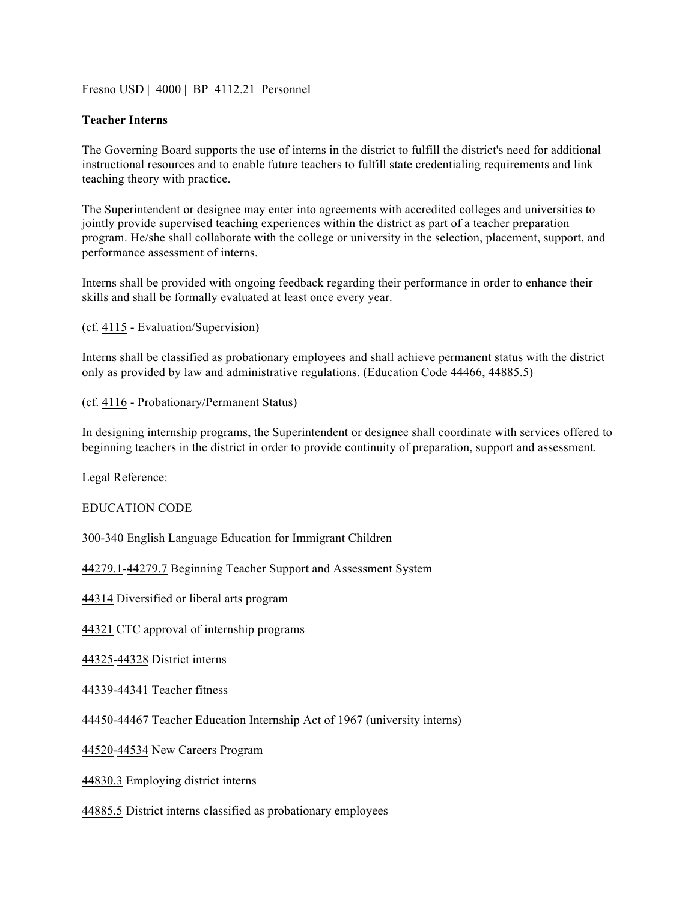Fresno USD | 4000 | BP 4112.21 Personnel

**Teacher Interns**

The Governing Board supports the use of interns in the district to fulfill the district's need for additional instructional resources and to enable future teachers to fulfill state credentialing requirements and link teaching theory with practice.

The Superintendent or designee may enter into agreements with accredited colleges and universities to jointly provide supervised teaching experiences within the district as part of a teacher preparation program. He/she shall collaborate with the college or university in the selection, placement, support, and performance assessment of interns.

Interns shall be provided with ongoing feedback regarding their performance in order to enhance their skills and shall be formally evaluated at least once every year.

(cf. 4115 - Evaluation/Supervision)

Interns shall be classified as probationary employees and shall achieve permanent status with the district only as provided by law and administrative regulations. (Education Code 44466, 44885.5)

(cf. 4116 - Probationary/Permanent Status)

In designing internship programs, the Superintendent or designee shall coordinate with services offered to beginning teachers in the district in order to provide continuity of preparation, support and assessment.

Legal Reference:

EDUCATION CODE

300-340 English Language Education for Immigrant Children

44279.1-44279.7 Beginning Teacher Support and Assessment System

44314 Diversified or liberal arts program

44321 CTC approval of internship programs

44325-44328 District interns

44339-44341 Teacher fitness

44450-44467 Teacher Education Internship Act of 1967 (university interns)

44520-44534 New Careers Program

44830.3 Employing district interns

44885.5 District interns classified as probationary employees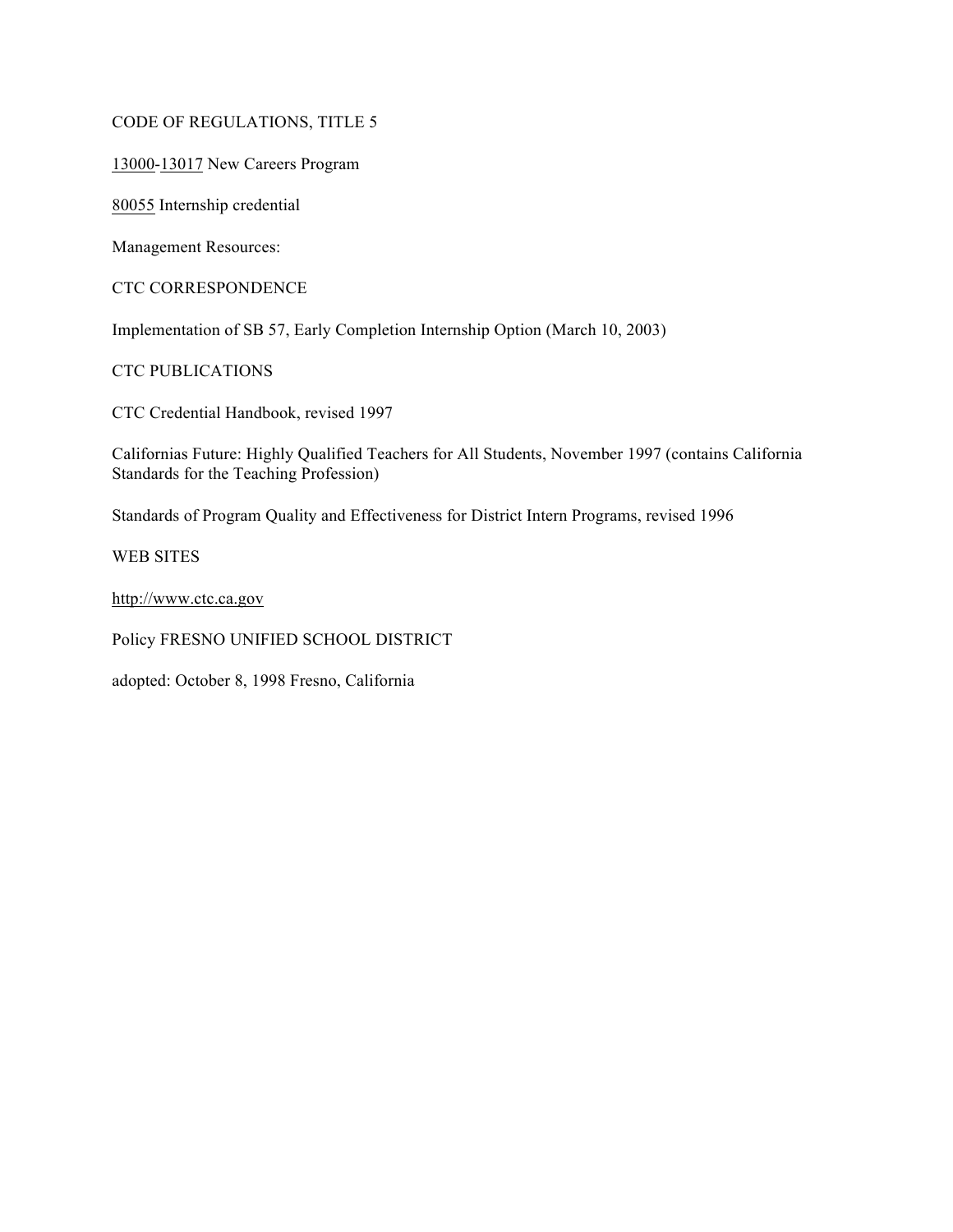CODE OF REGULATIONS, TITLE 5

13000-13017 New Careers Program

80055 Internship credential

Management Resources:

CTC CORRESPONDENCE

Implementation of SB 57, Early Completion Internship Option (March 10, 2003)

CTC PUBLICATIONS

CTC Credential Handbook, revised 1997

Californias Future: Highly Qualified Teachers for All Students, November 1997 (contains California Standards for the Teaching Profession)

Standards of Program Quality and Effectiveness for District Intern Programs, revised 1996

WEB SITES

http://www.ctc.ca.gov

Policy FRESNO UNIFIED SCHOOL DISTRICT

adopted: October 8, 1998 Fresno, California